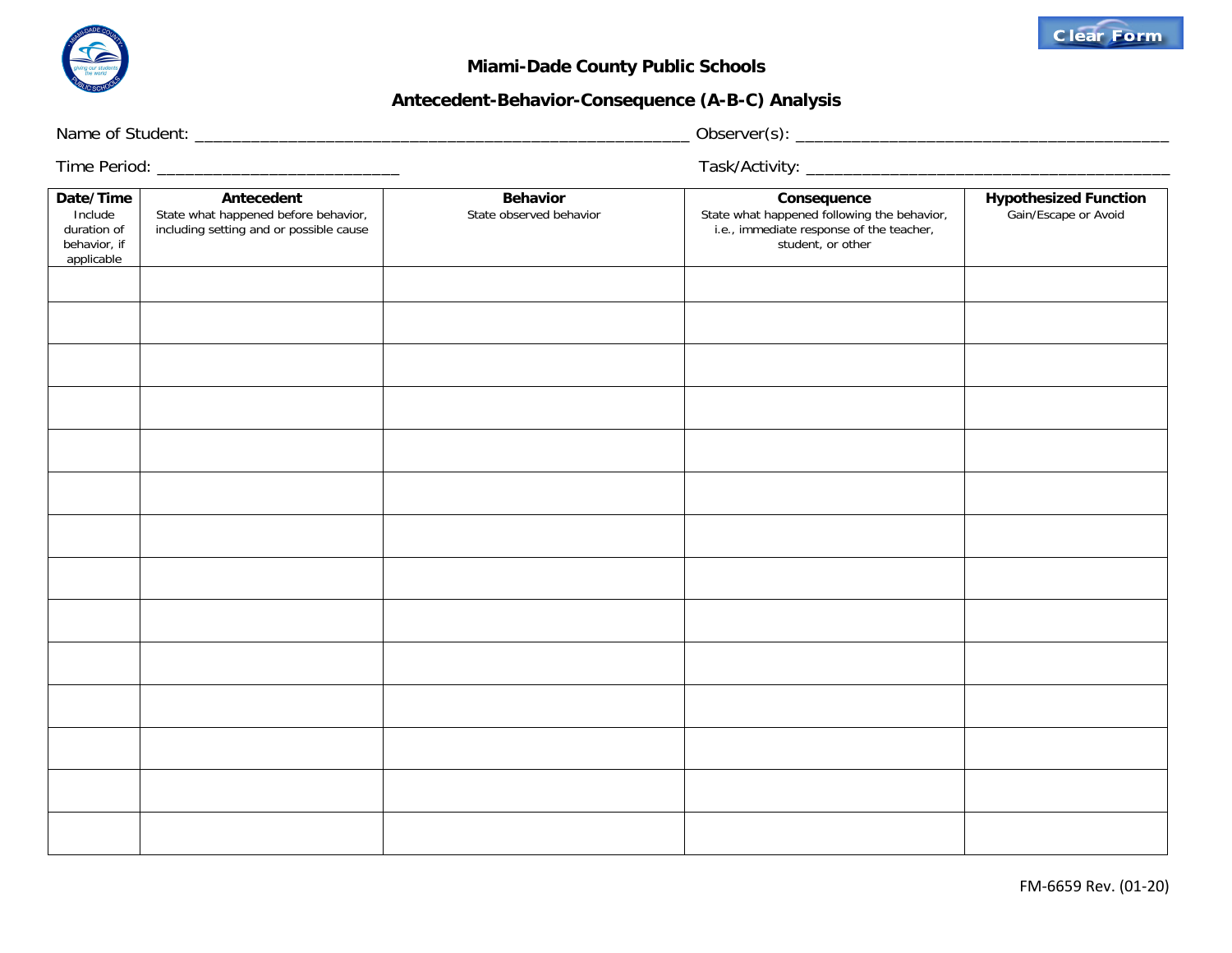Clear Form

# Miami-Dade County Public Schools

## Antecedent-Behavior-Consequence (A-B-C) Analysis

Name of Student: ____________________________________________________ Observer(s): ________________________________________

Time Period: _________________________ Task/Activity: ________________________________________

| **Date/Time** Include duration of behavior, if applicable | **Antecedent** State what happened before behavior, including setting and or possible cause | **Behavior** State observed behavior | **Consequence** State what happened following the behavior, i.e., immediate response of the teacher, student, or other | **Hypothesized Function** Gain/Escape or Avoid |
|---|---|---|---|---|
| | | | | |
| | | | | |
| | | | | |
| | | | | |
| | | | | |
| | | | | |
| | | | | |
| | | | | |
| | | | | |
| | | | | |
| | | | | |
| | | | | |
| | | | | |
| | | | | |

FM-6659 Rev. (01-20)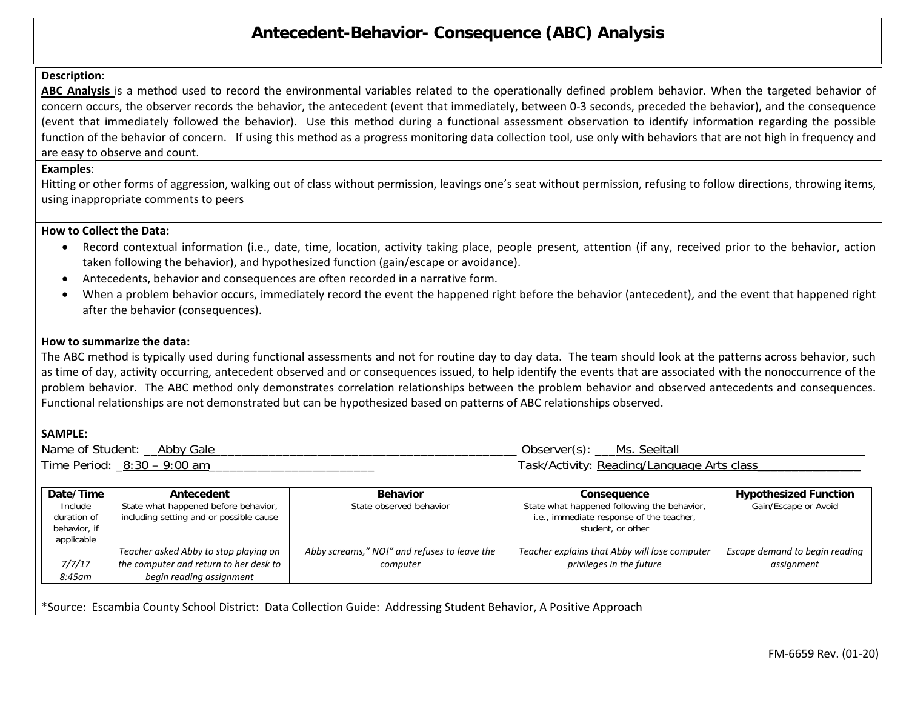# Antecedent-Behavior- Consequence (ABC) Analysis

**Description**:

**ABC Analysis** is a method used to record the environmental variables related to the operationally defined problem behavior. When the targeted behavior of concern occurs, the observer records the behavior, the antecedent (event that immediately, between 0-3 seconds, preceded the behavior), and the consequence (event that immediately followed the behavior). Use this method during a functional assessment observation to identify information regarding the possible function of the behavior of concern. If using this method as a progress monitoring data collection tool, use only with behaviors that are not high in frequency and are easy to observe and count.

**Examples**:

Hitting or other forms of aggression, walking out of class without permission, leavings one's seat without permission, refusing to follow directions, throwing items, using inappropriate comments to peers

**How to Collect the Data:**

- Record contextual information (i.e., date, time, location, activity taking place, people present, attention (if any, received prior to the behavior, action taken following the behavior), and hypothesized function (gain/escape or avoidance).
- Antecedents, behavior and consequences are often recorded in a narrative form.
- When a problem behavior occurs, immediately record the event the happened right before the behavior (antecedent), and the event that happened right after the behavior (consequences).

**How to summarize the data:**

The ABC method is typically used during functional assessments and not for routine day to day data. The team should look at the patterns across behavior, such as time of day, activity occurring, antecedent observed and or consequences issued, to help identify the events that are associated with the nonoccurrence of the problem behavior. The ABC method only demonstrates correlation relationships between the problem behavior and observed antecedents and consequences. Functional relationships are not demonstrated but can be hypothesized based on patterns of ABC relationships observed.

**SAMPLE:**

Name of Student: __Abby Gale______________________________________________ Observer(s): ___Ms. Seeitall____________________________

Time Period: _8:30 – 9:00 am________________________ Task/Activity: Reading/Language Arts class_______________

| **Date/Time** Include duration of behavior, if applicable | **Antecedent** State what happened before behavior, including setting and or possible cause | **Behavior** State observed behavior | **Consequence** State what happened following the behavior, i.e., immediate response of the teacher, student, or other | **Hypothesized Function** Gain/Escape or Avoid |
|---|---|---|---|---|
| *7/7/17 8:45am* | *Teacher asked Abby to stop playing on the computer and return to her desk to begin reading assignment* | *Abby screams," NO!" and refuses to leave the computer* | *Teacher explains that Abby will lose computer privileges in the future* | *Escape demand to begin reading assignment* |

*Source: Escambia County School District: Data Collection Guide: Addressing Student Behavior, A Positive Approach

FM-6659 Rev. (01-20)